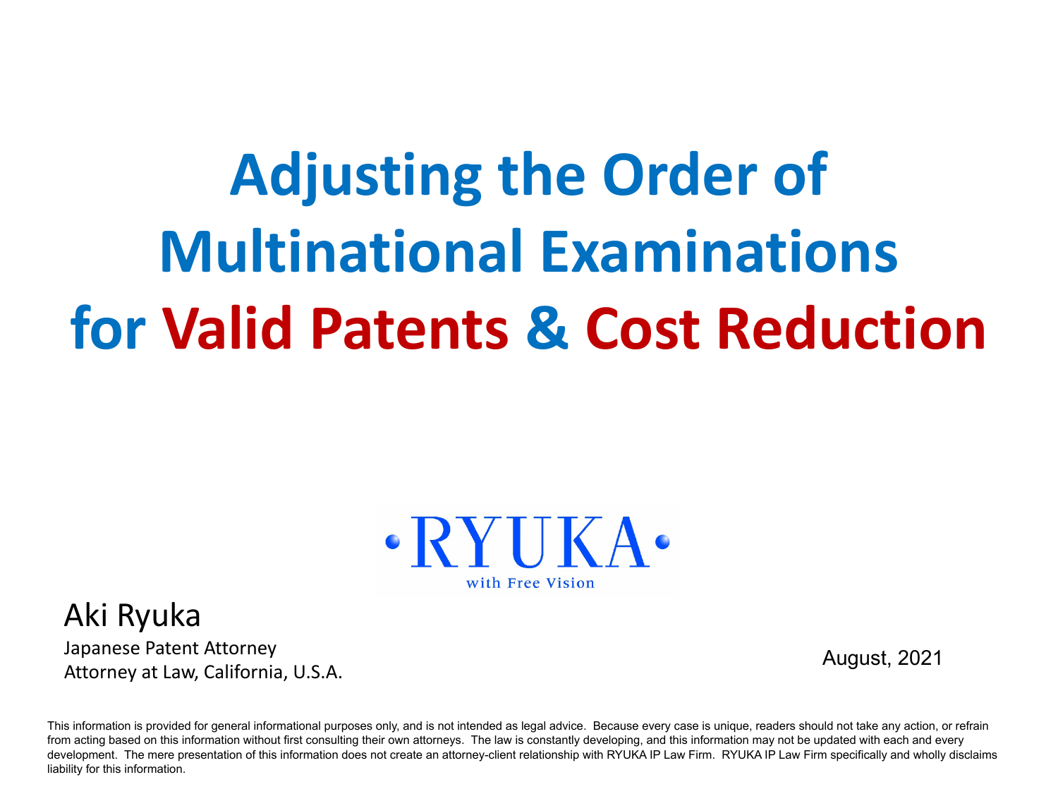# Adjusting the Order of Multinational Examinations for Valid Patents & Cost Reduction

RYUKA

with Free Vision

Aki Ryuka

Japanese Patent Attorney

Attorney at Law, California, U.S.A.

August, 2021

This information is provided for general informational purposes only, and is not intended as legal advice. Because every case is unique, readers should not take any action, or refrain from acting based on this information without first consulting their own attorneys. The law is constantly developing, and this information may not be updated with each and every development. The mere presentation of this information does not create an attorney-client relationship with RYUKA IP Law Firm. RYUKA IP Law Firm specifically and wholly disclaims liability for this information.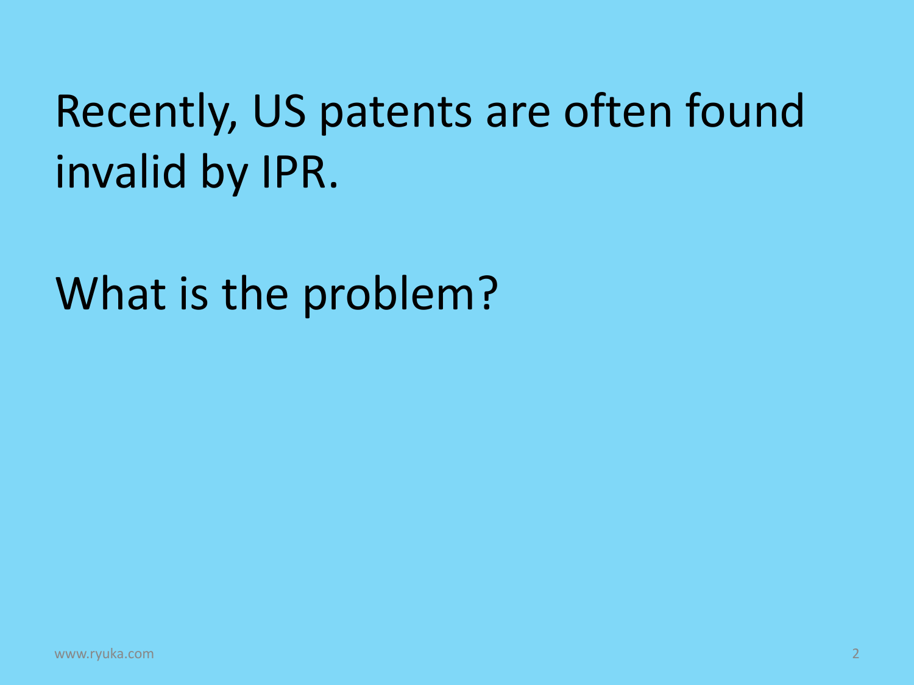Recently, US patents are often found invalid by IPR.

What is the problem?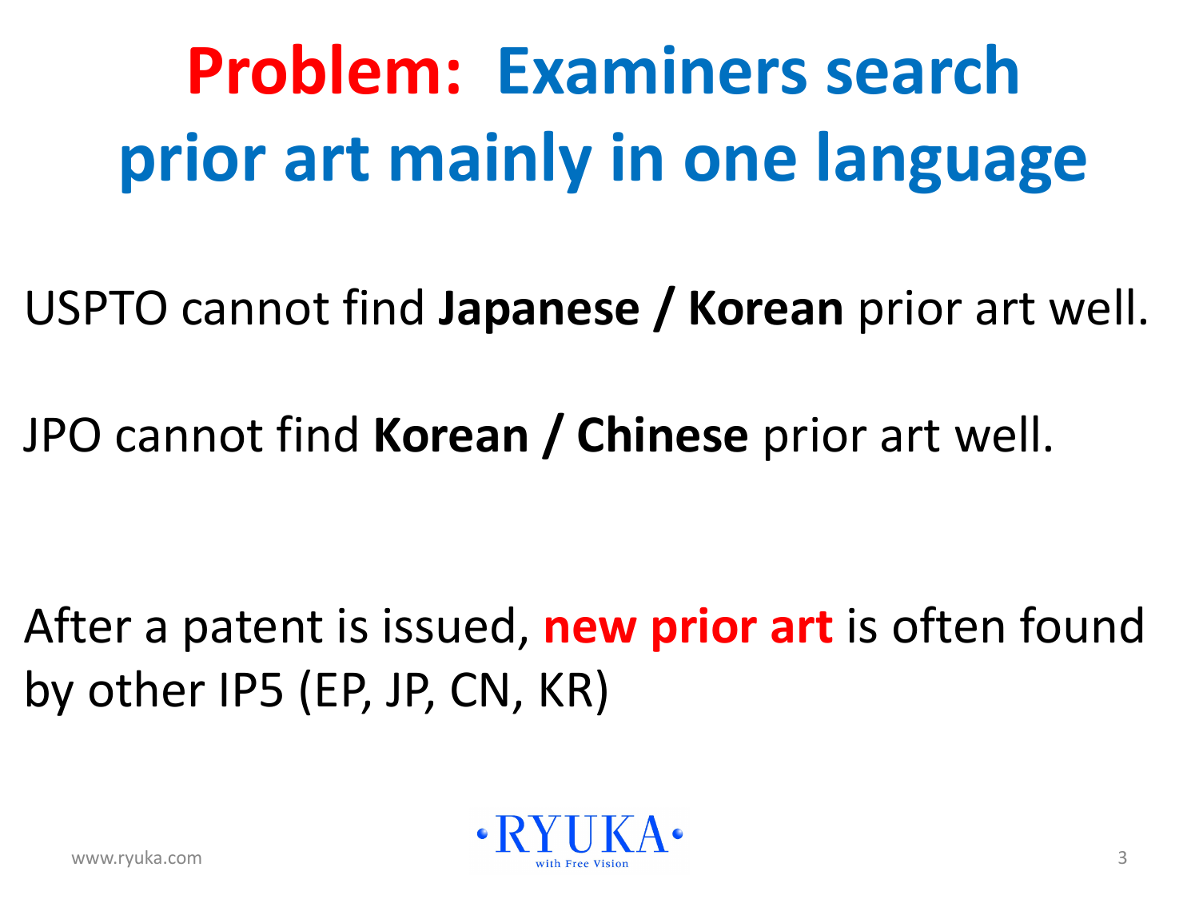# Problem: Examiners search prior art mainly in one language

USPTO cannot find **Japanese / Korean** prior art well.

JPO cannot find **Korean / Chinese** prior art well.

After a patent is issued, **new prior art** is often found by other IP5 (EP, JP, CN, KR)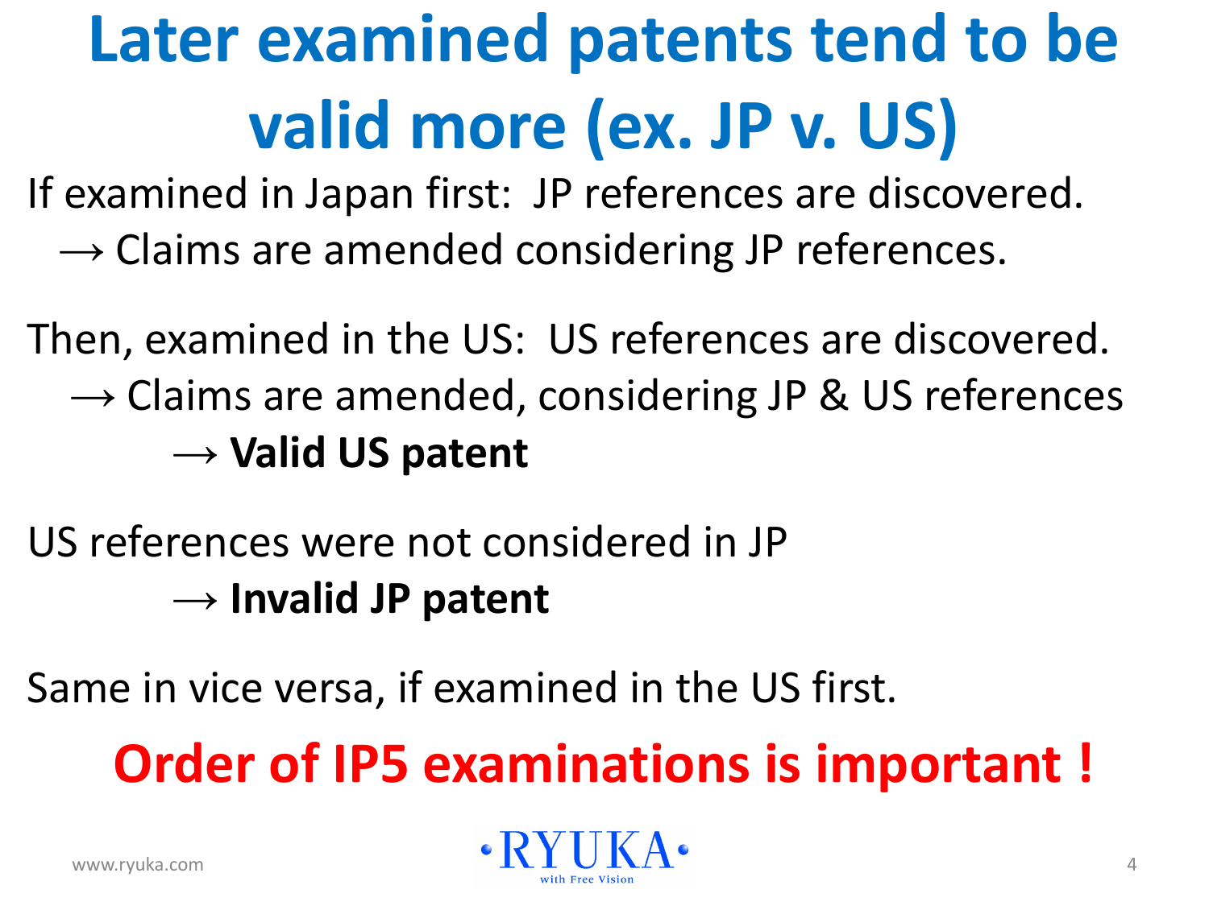# Later examined patents tend to be valid more (ex. JP v. US)

If examined in Japan first: JP references are discovered.

→ Claims are amended considering JP references.

Then, examined in the US: US references are discovered.

→ Claims are amended, considering JP & US references

→ **Valid US patent**

US references were not considered in JP

→ **Invalid JP patent**

Same in vice versa, if examined in the US first.

**Order of IP5 examinations is important !**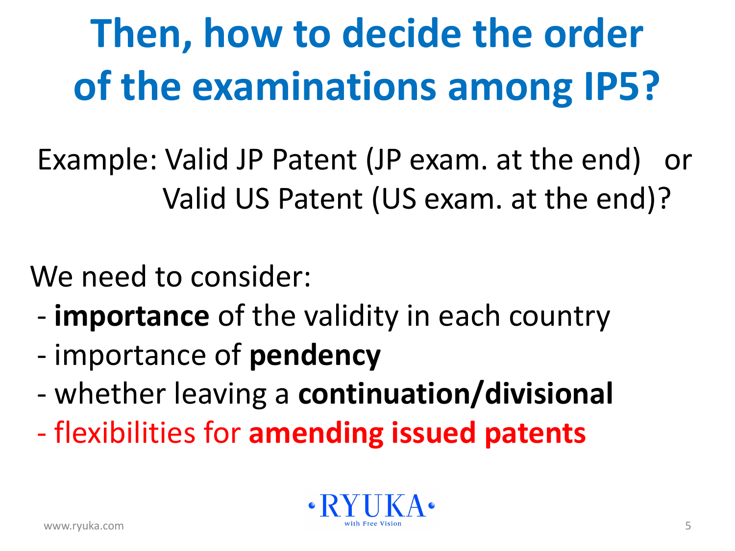# Then, how to decide the order of the examinations among IP5?

Example: Valid JP Patent (JP exam. at the end) or
Valid US Patent (US exam. at the end)?

We need to consider:

- **importance** of the validity in each country
- importance of **pendency**
- whether leaving a **continuation/divisional**
- flexibilities for **amending issued patents**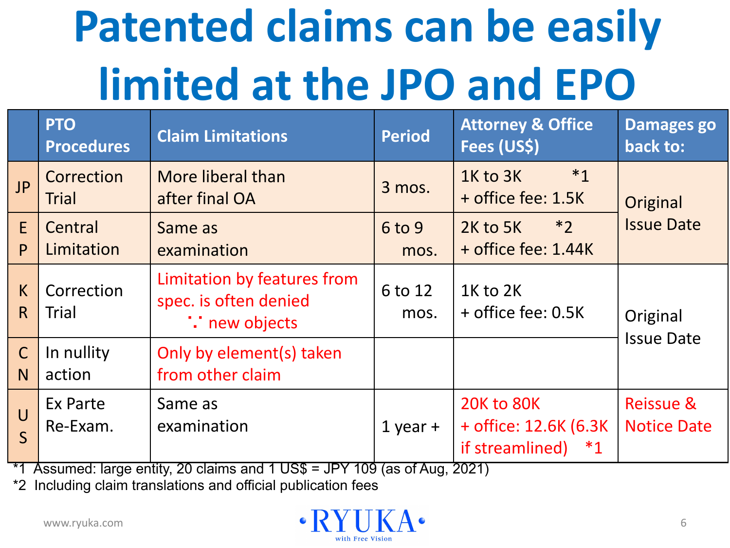# Patented claims can be easily limited at the JPO and EPO

| | PTO Procedures | Claim Limitations | Period | Attorney & Office Fees (US$) | Damages go back to: |
|---|---|---|---|---|---|
| JP | Correction Trial | More liberal than after final OA | 3 mos. | 1K to 3K *1 + office fee: 1.5K | Original Issue Date |
| EP | Central Limitation | Same as examination | 6 to 9 mos. | 2K to 5K *2 + office fee: 1.44K | |
| KR | Correction Trial | Limitation by features from spec. is often denied ∵ new objects | 6 to 12 mos. | 1K to 2K + office fee: 0.5K | Original Issue Date |
| CN | In nullity action | Only by element(s) taken from other claim | | | |
| US | Ex Parte Re-Exam. | Same as examination | 1 year + | 20K to 80K + office: 12.6K (6.3K if streamlined) *1 | Reissue & Notice Date |

*1 Assumed: large entity, 20 claims and 1 US$ = JPY 109 (as of Aug, 2021)

*2 Including claim translations and official publication fees

www.ryuka.com

RYUKA with Free Vision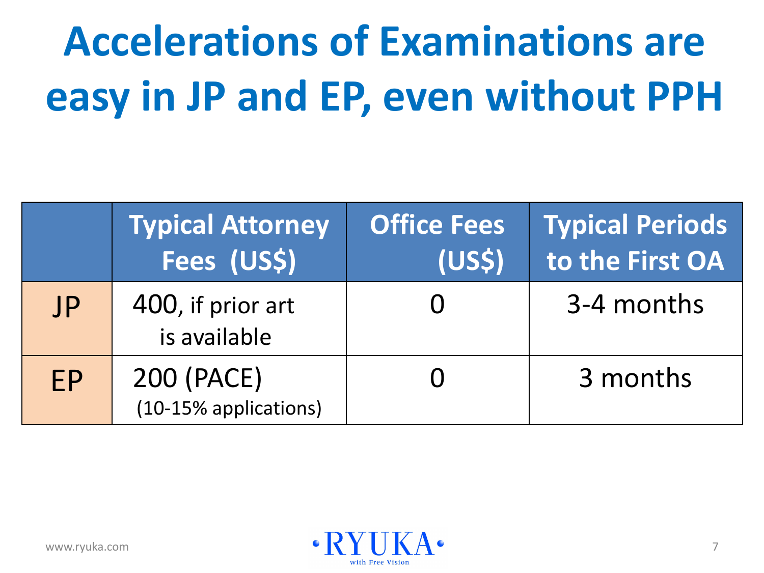# Accelerations of Examinations are easy in JP and EP, even without PPH

| | Typical Attorney Fees (US$) | Office Fees (US$) | Typical Periods to the First OA |
|---|---|---|---|
| JP | 400, if prior art is available | 0 | 3-4 months |
| EP | 200 (PACE) (10-15% applications) | 0 | 3 months |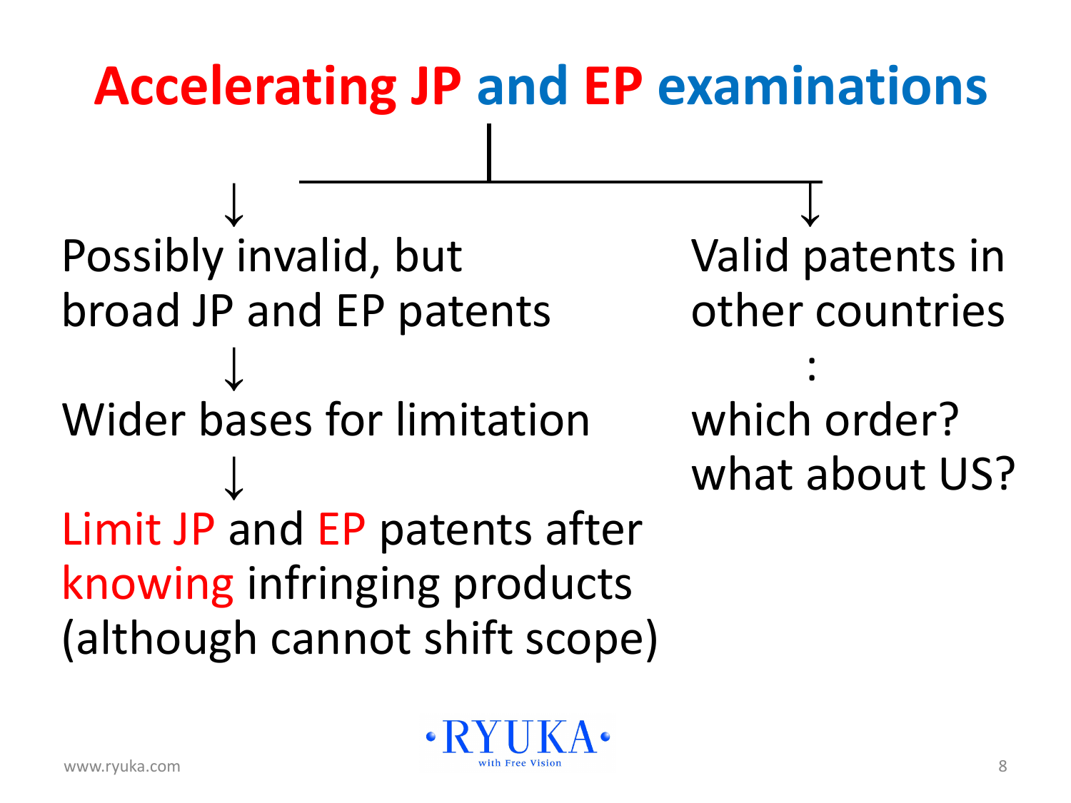# Accelerating JP and EP examinations

↓

Possibly invalid, but broad JP and EP patents

↓

Wider bases for limitation

↓

Limit JP and EP patents after knowing infringing products (although cannot shift scope)

↓

Valid patents in other countries

:

which order?

what about US?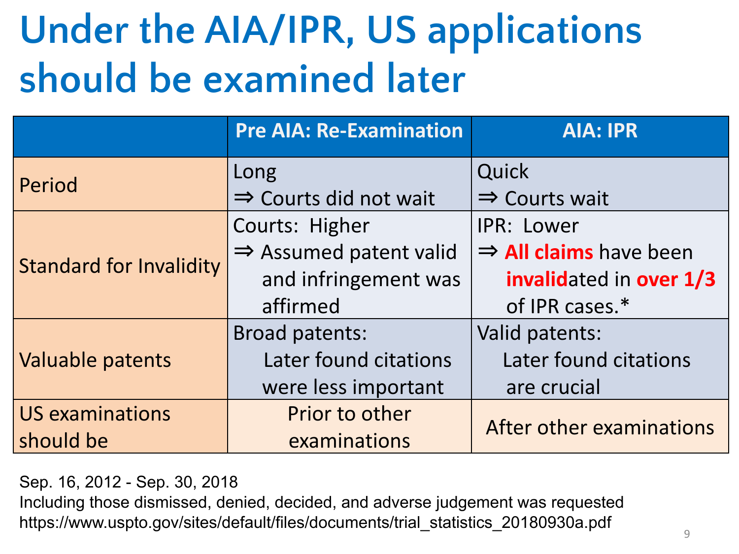# Under the AIA/IPR, US applications should be examined later

| | Pre AIA: Re-Examination | AIA: IPR |
|---|---|---|
| Period | Long<br>⇒ Courts did not wait | Quick<br>⇒ Courts wait |
| Standard for Invalidity | Courts: Higher<br>⇒ Assumed patent valid and infringement was affirmed | IPR: Lower<br>⇒ **All claims** have been **invalid**ated in **over 1/3** of IPR cases.* |
| Valuable patents | Broad patents:<br>Later found citations were less important | Valid patents:<br>Later found citations are crucial |
| US examinations should be | Prior to other examinations | After other examinations |

Sep. 16, 2012 - Sep. 30, 2018
Including those dismissed, denied, decided, and adverse judgement was requested
https://www.uspto.gov/sites/default/files/documents/trial_statistics_20180930a.pdf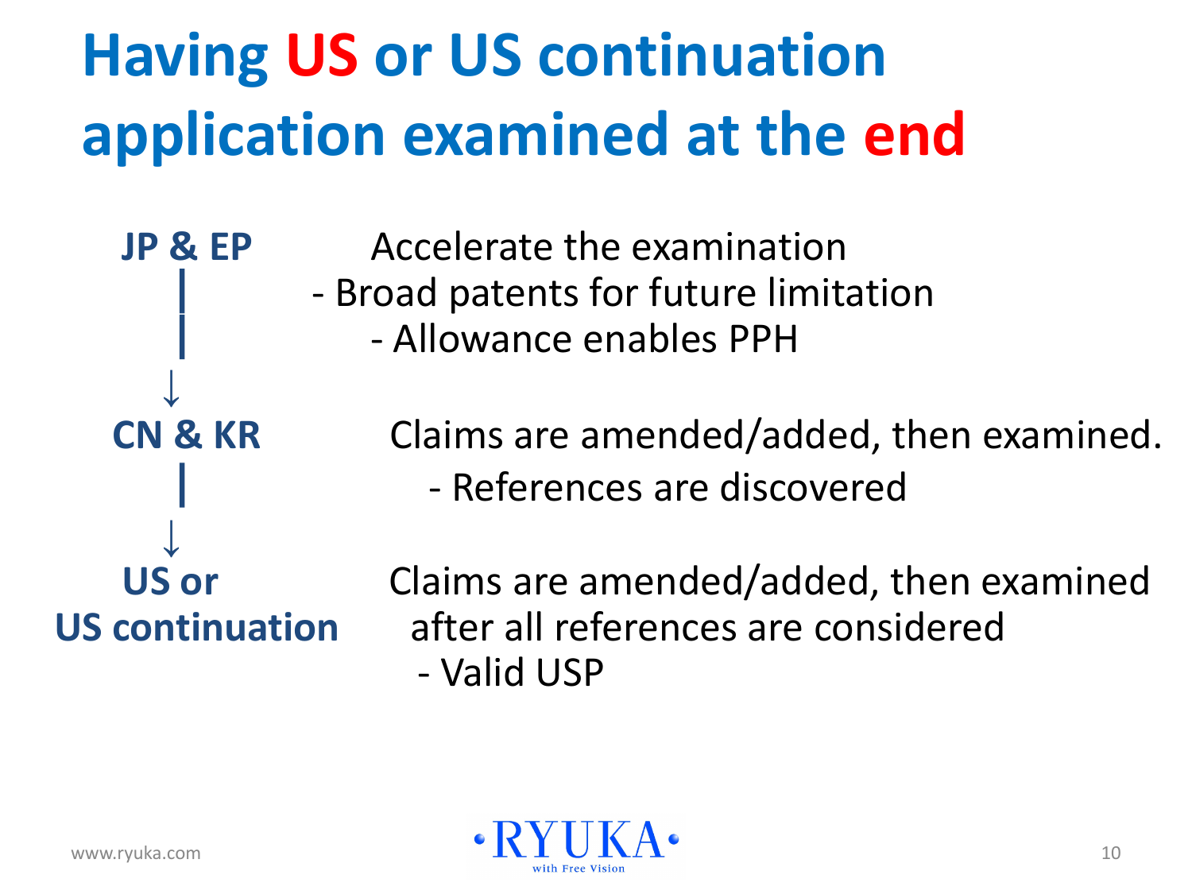# Having US or US continuation application examined at the end

**JP & EP**

Accelerate the examination
- Broad patents for future limitation
- Allowance enables PPH

↓

**CN & KR**

Claims are amended/added, then examined.
- References are discovered

↓

**US or US continuation**

Claims are amended/added, then examined after all references are considered
- Valid USP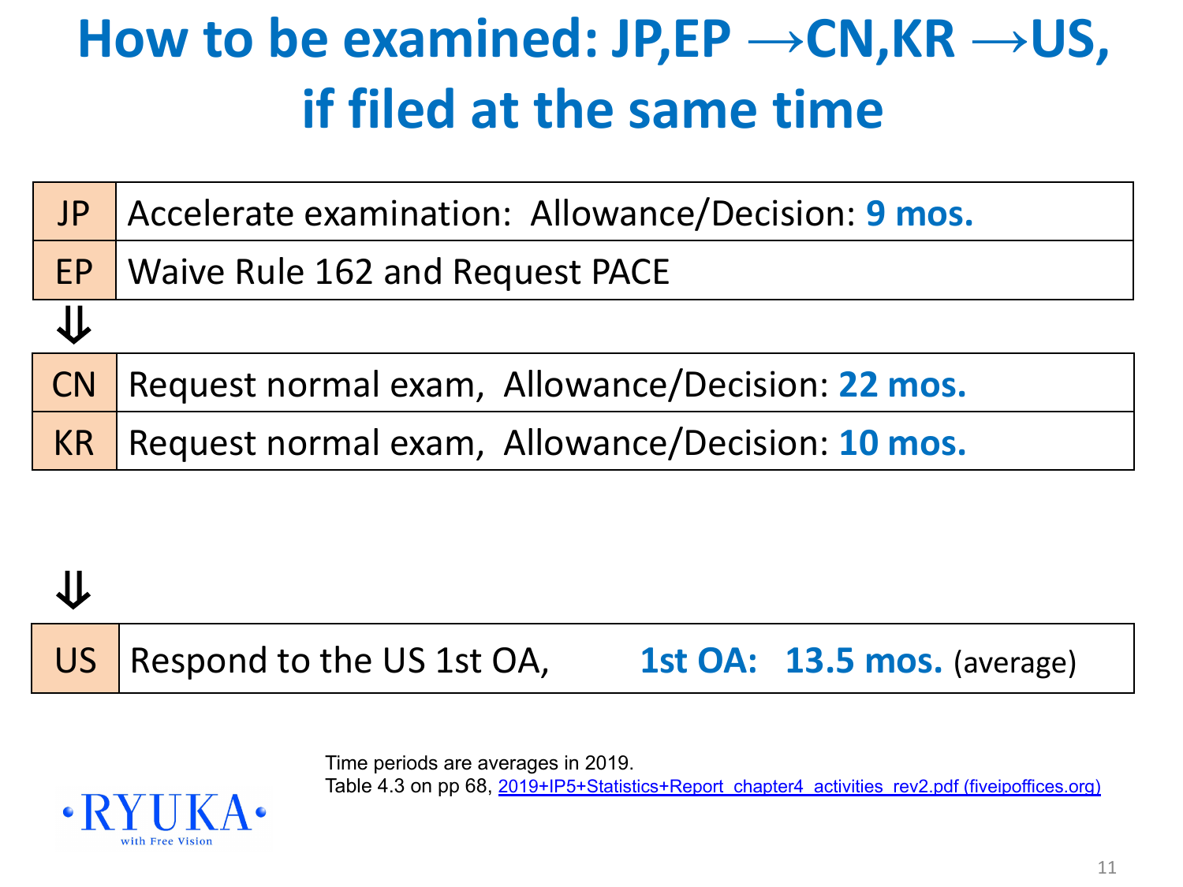# How to be examined: JP,EP →CN,KR →US, if filed at the same time

| | |
|---|---|
| JP | Accelerate examination: Allowance/Decision: **9 mos.** |
| EP | Waive Rule 162 and Request PACE |

⇓

| | |
|---|---|
| CN | Request normal exam, Allowance/Decision: **22 mos.** |
| KR | Request normal exam, Allowance/Decision: **10 mos.** |

⇓

| | |
|---|---|
| US | Respond to the US 1st OA, **1st OA: 13.5 mos.** (average) |

Time periods are averages in 2019.
Table 4.3 on pp 68, 2019+IP5+Statistics+Report_chapter4_activities_rev2.pdf (fiveipoffices.org)

RYUKA with Free Vision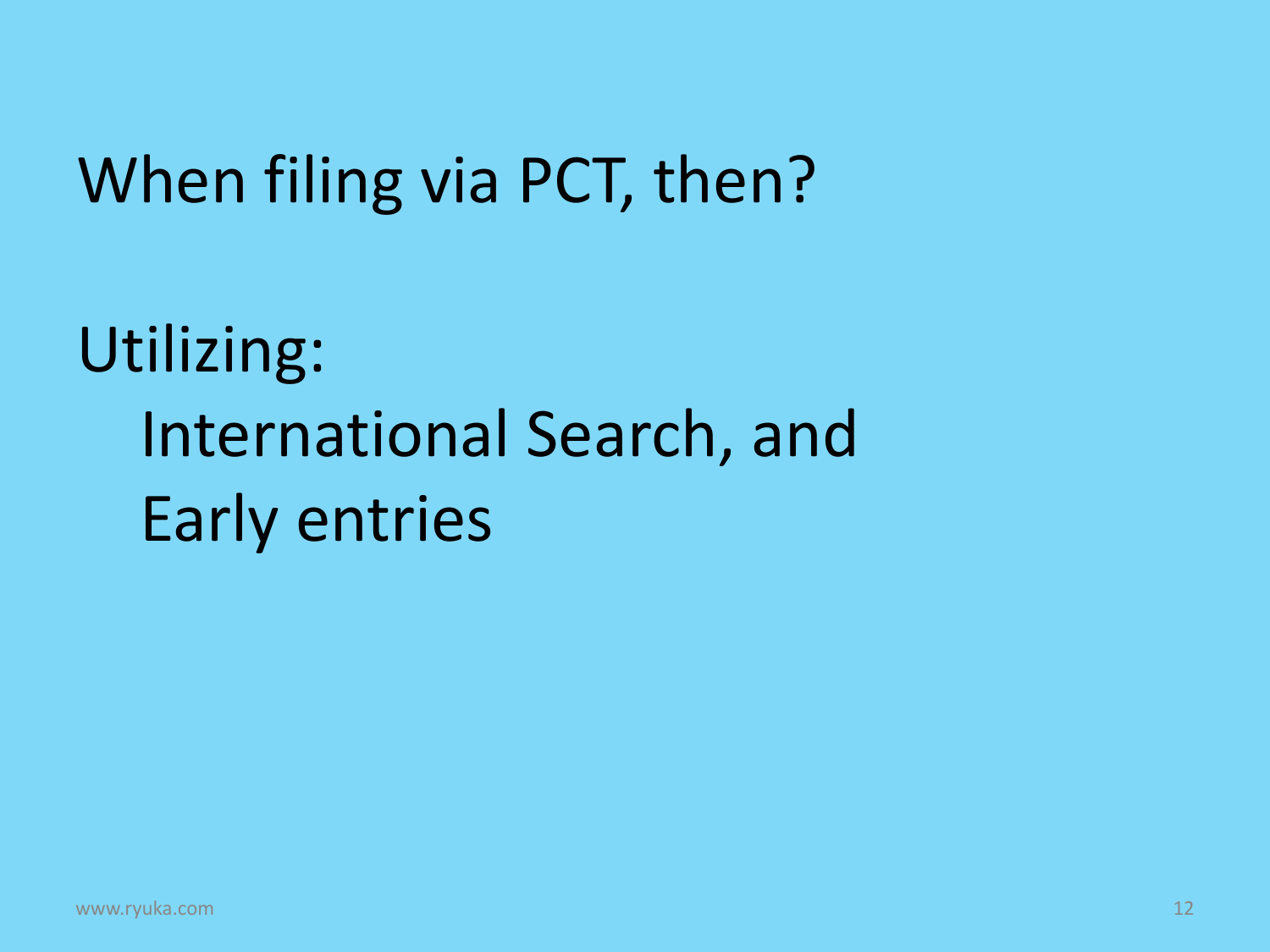When filing via PCT, then?

Utilizing:

- International Search, and
- Early entries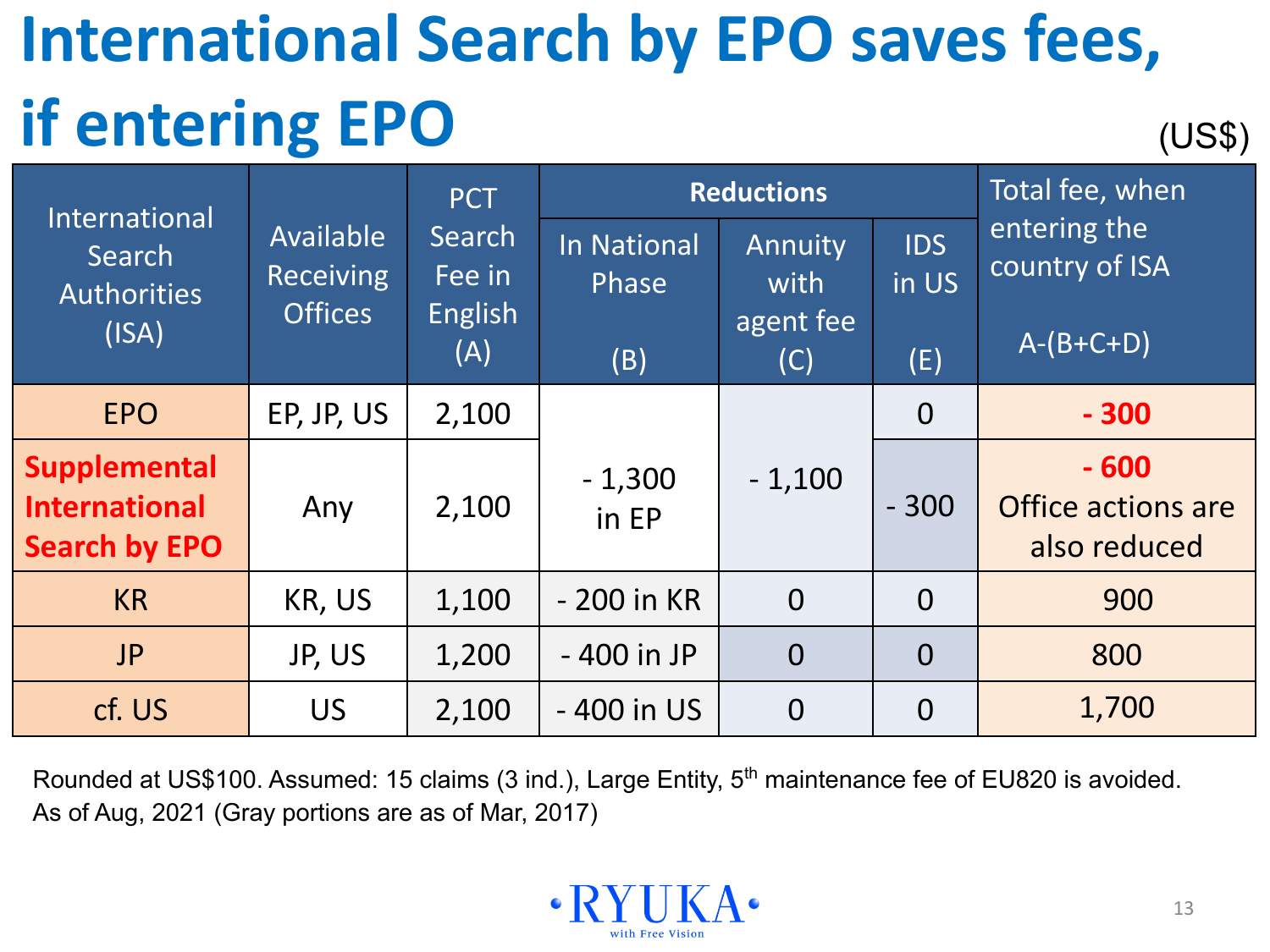# International Search by EPO saves fees, if entering EPO

(US$)

| International Search Authorities (ISA) | Available Receiving Offices | PCT Search Fee in English (A) | Reductions | | | Total fee, when entering the country of ISA A-(B+C+D) |
|---|---|---|---|---|---|---|
| | | | In National Phase (B) | Annuity with agent fee (C) | IDS in US (E) | |
| EPO | EP, JP, US | 2,100 | - 1,300 in EP | - 1,100 | 0 | **- 300** |
| **Supplemental International Search by EPO** | Any | 2,100 | - 1,300 in EP | - 1,100 | - 300 | **- 600** Office actions are also reduced |
| KR | KR, US | 1,100 | - 200 in KR | 0 | 0 | 900 |
| JP | JP, US | 1,200 | - 400 in JP | 0 | 0 | 800 |
| cf. US | US | 2,100 | - 400 in US | 0 | 0 | 1,700 |

Rounded at US$100. Assumed: 15 claims (3 ind.), Large Entity, 5th maintenance fee of EU820 is avoided.
As of Aug, 2021 (Gray portions are as of Mar, 2017)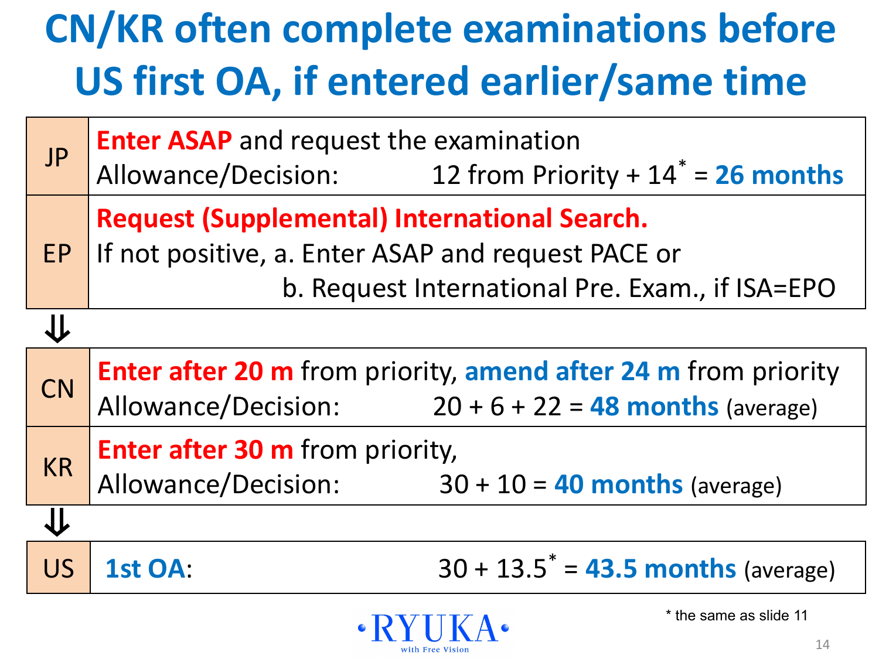# CN/KR often complete examinations before US first OA, if entered earlier/same time

| | |
|---|---|
| JP | **Enter ASAP** and request the examination<br>Allowance/Decision: 12 from Priority + 14* = **26 months** |
| EP | **Request (Supplemental) International Search.**<br>If not positive, a. Enter ASAP and request PACE or<br>b. Request International Pre. Exam., if ISA=EPO |

⇓

| | |
|---|---|
| CN | **Enter after 20 m** from priority, **amend after 24 m** from priority<br>Allowance/Decision: 20 + 6 + 22 = **48 months** (average) |
| KR | **Enter after 30 m** from priority,<br>Allowance/Decision: 30 + 10 = **40 months** (average) |

⇓

| | |
|---|---|
| US | **1st OA**: 30 + 13.5* = **43.5 months** (average) |

* the same as slide 11

RYUKA with Free Vision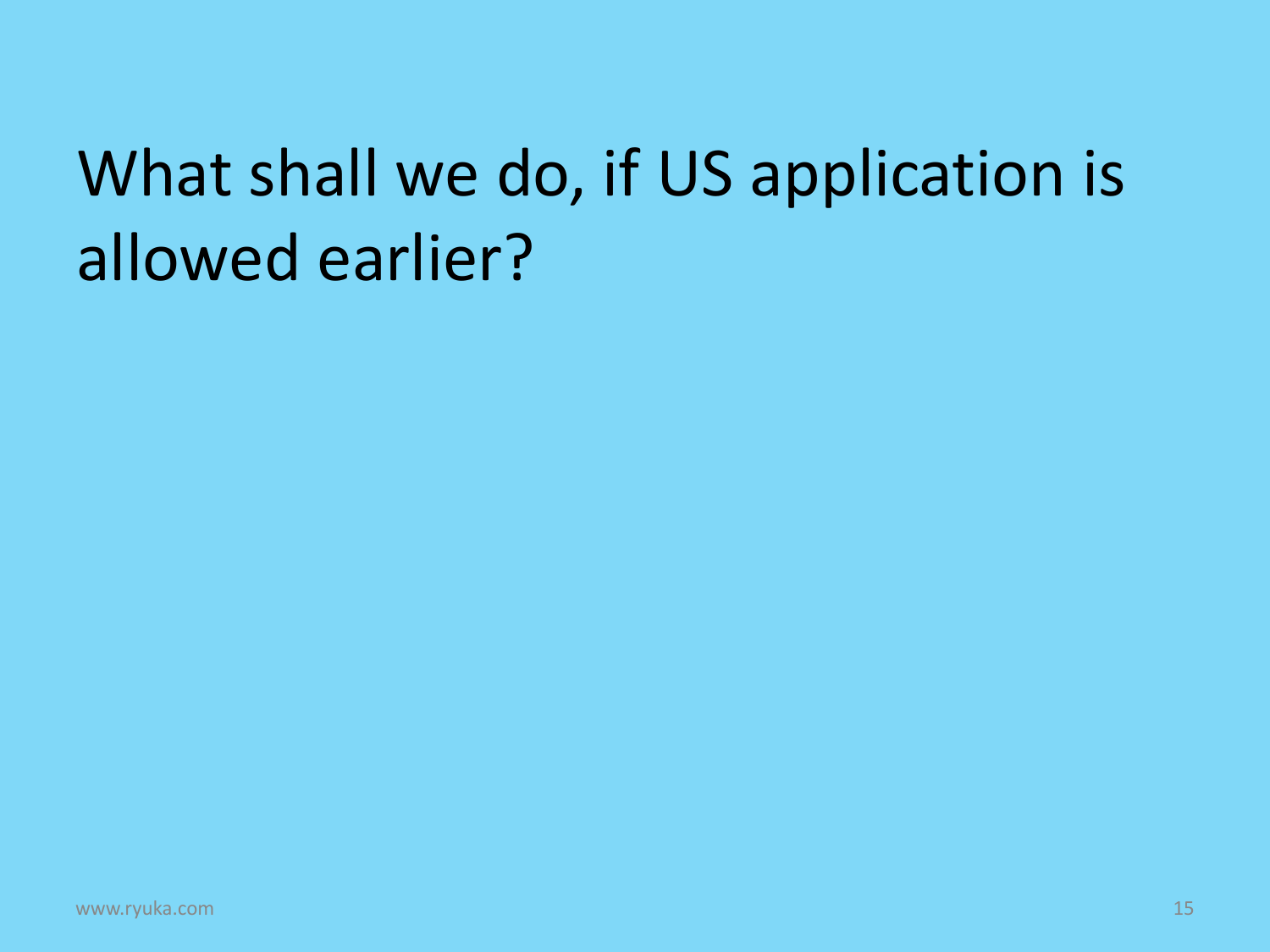# What shall we do, if US application is allowed earlier?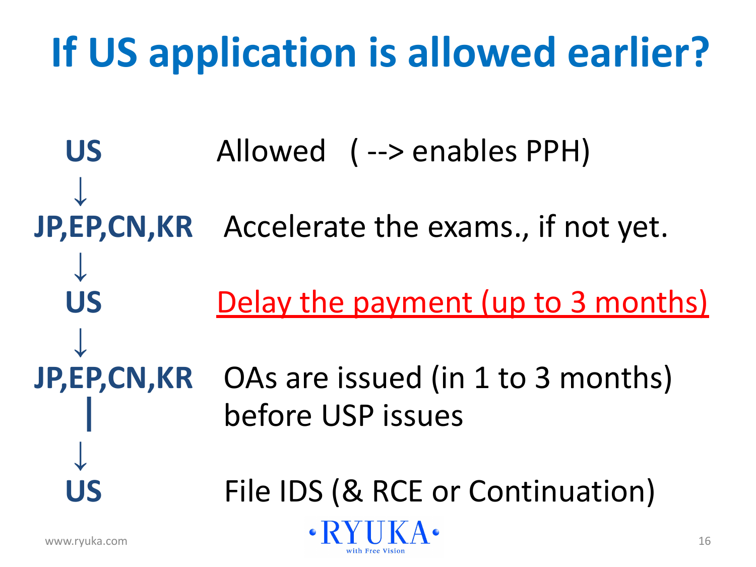# If US application is allowed earlier?

**US** — Allowed ( --> enables PPH)

↓

**JP,EP,CN,KR** — Accelerate the exams., if not yet.

↓

**US** — Delay the payment (up to 3 months)

↓

**JP,EP,CN,KR** — OAs are issued (in 1 to 3 months) before USP issues

↓

**US** — File IDS (& RCE or Continuation)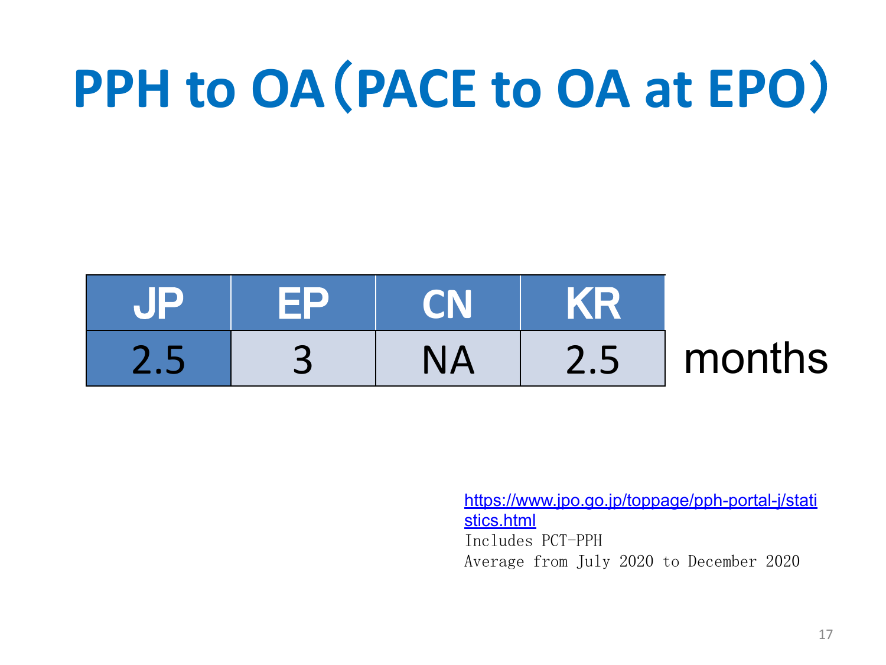# PPH to OA（PACE to OA at EPO）

| JP | EP | CN | KR | |
|---|---|---|---|---|
| 2.5 | 3 | NA | 2.5 | months |

https://www.jpo.go.jp/toppage/pph-portal-j/statistics.html

Includes PCT-PPH

Average from July 2020 to December 2020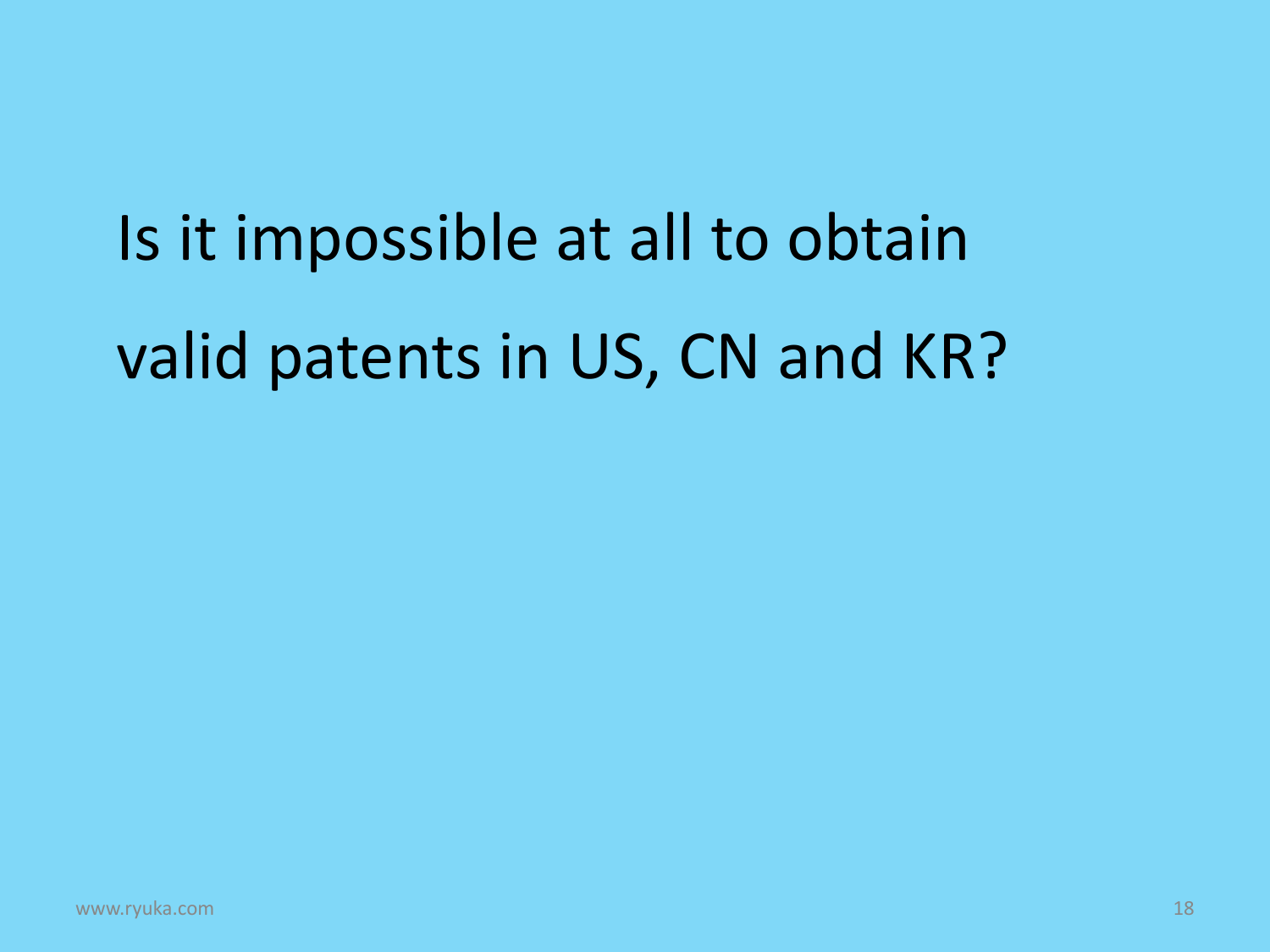Is it impossible at all to obtain valid patents in US, CN and KR?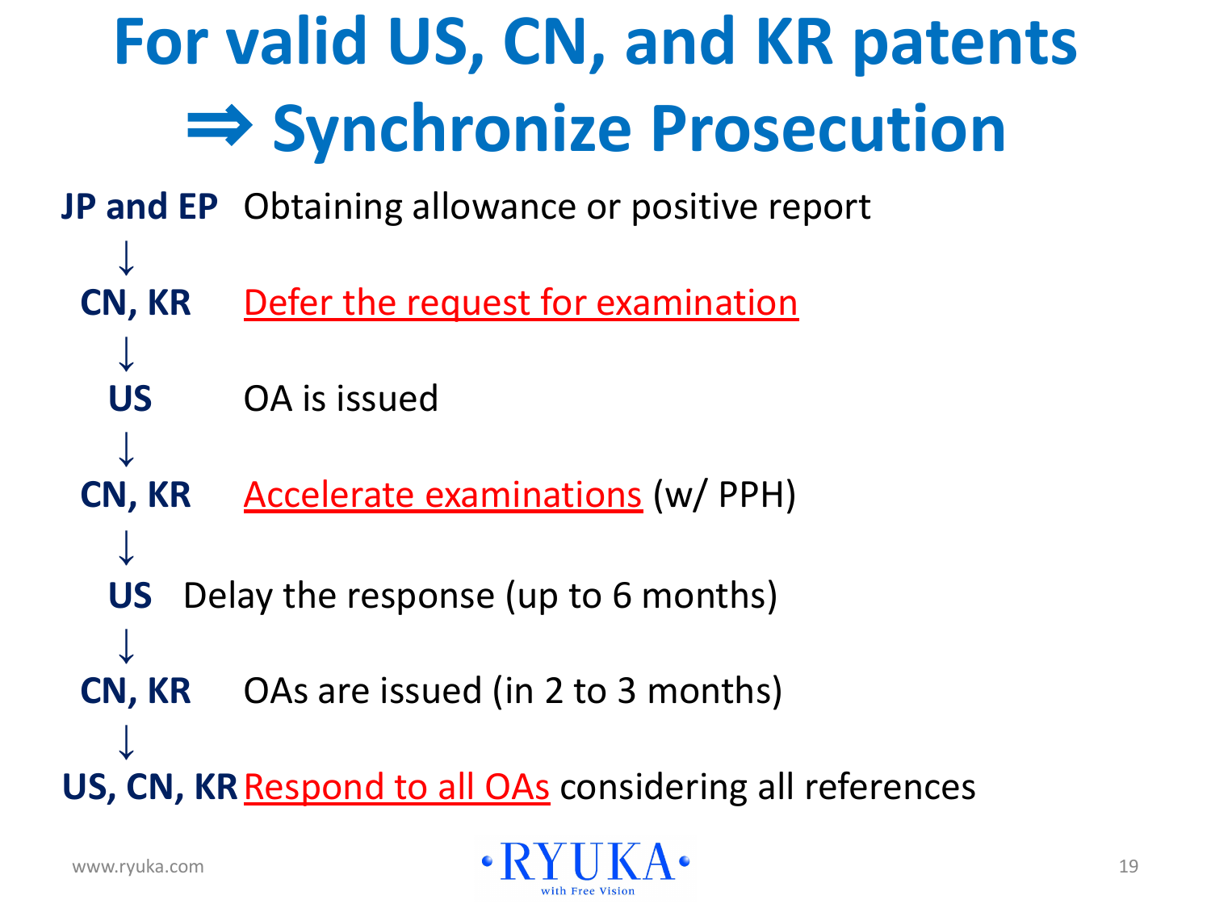# For valid US, CN, and KR patents ⇒ Synchronize Prosecution

**JP and EP** Obtaining allowance or positive report

↓

**CN, KR** Defer the request for examination

↓

**US** OA is issued

↓

**CN, KR** Accelerate examinations (w/ PPH)

↓

**US** Delay the response (up to 6 months)

↓

**CN, KR** OAs are issued (in 2 to 3 months)

↓

**US, CN, KR** Respond to all OAs considering all references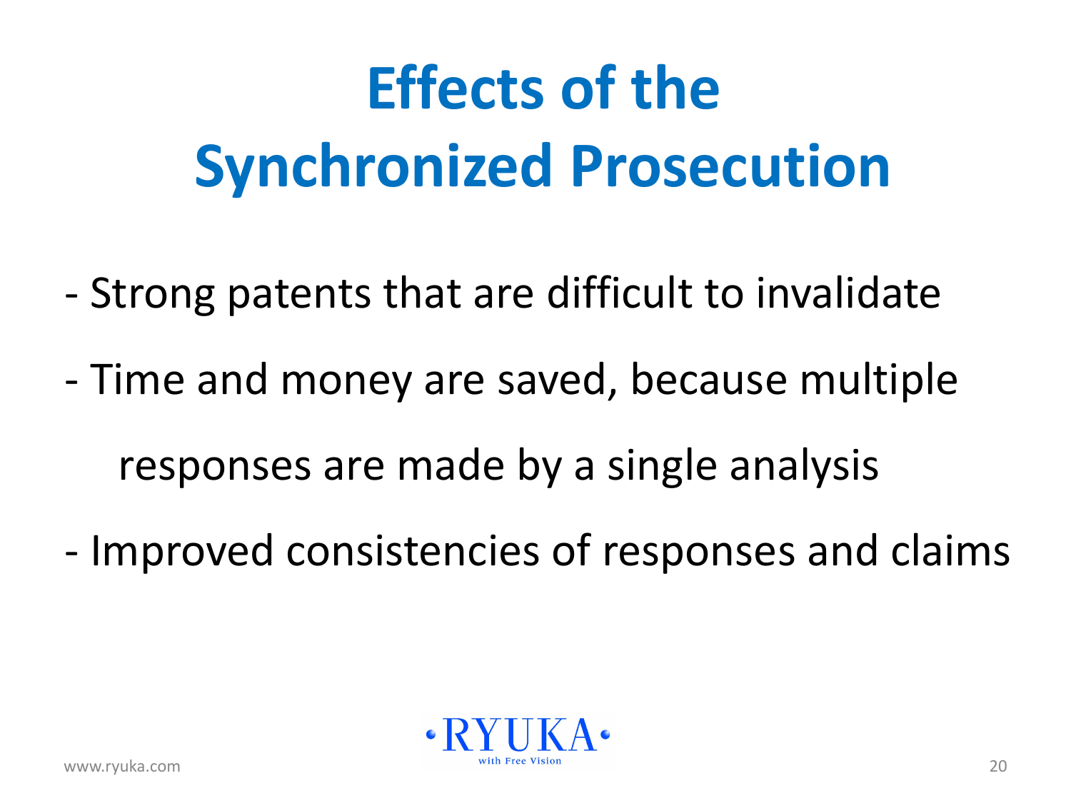# Effects of the Synchronized Prosecution

- Strong patents that are difficult to invalidate
- Time and money are saved, because multiple responses are made by a single analysis
- Improved consistencies of responses and claims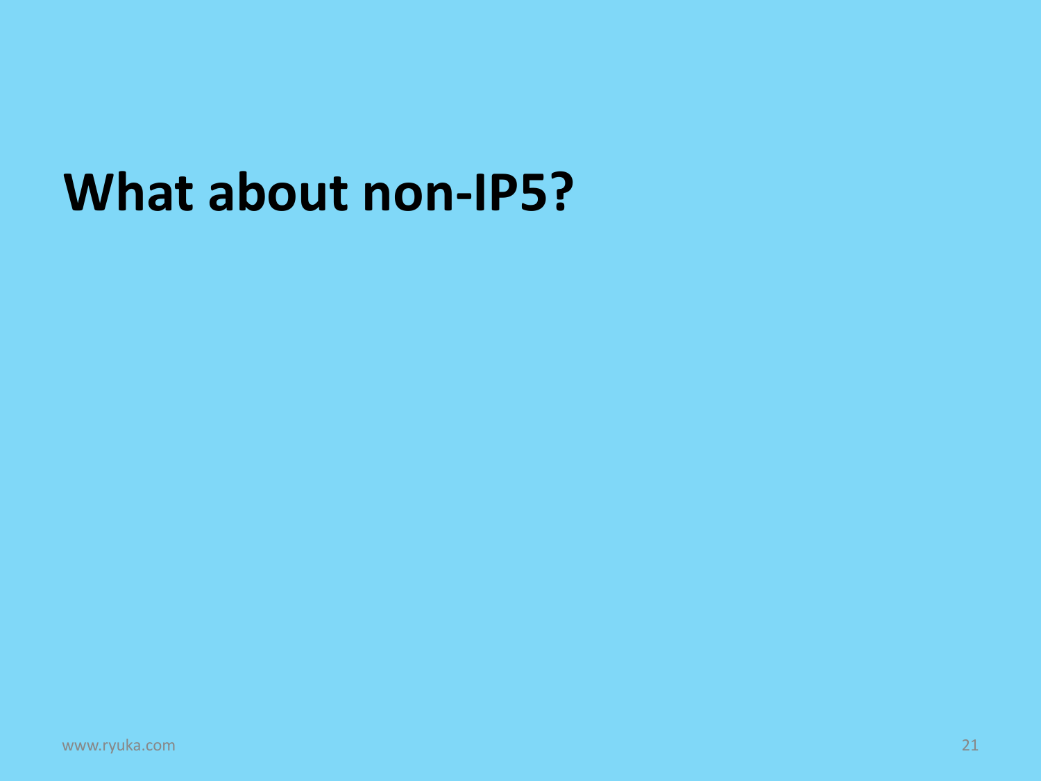# What about non-IP5?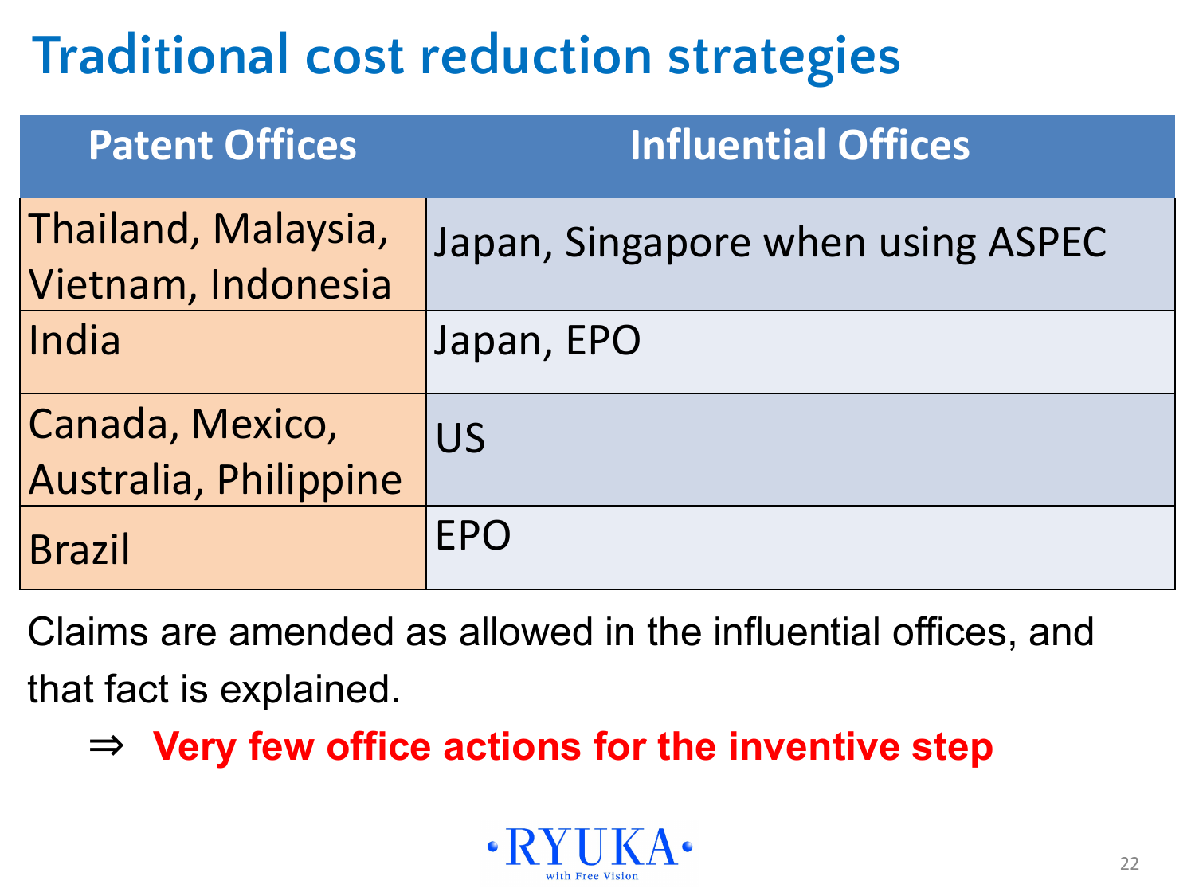# Traditional cost reduction strategies

| Patent Offices | Influential Offices |
| --- | --- |
| Thailand, Malaysia, Vietnam, Indonesia | Japan, Singapore when using ASPEC |
| India | Japan, EPO |
| Canada, Mexico, Australia, Philippine | US |
| Brazil | EPO |

Claims are amended as allowed in the influential offices, and that fact is explained.

⇒ **Very few office actions for the inventive step**

RYUKA with Free Vision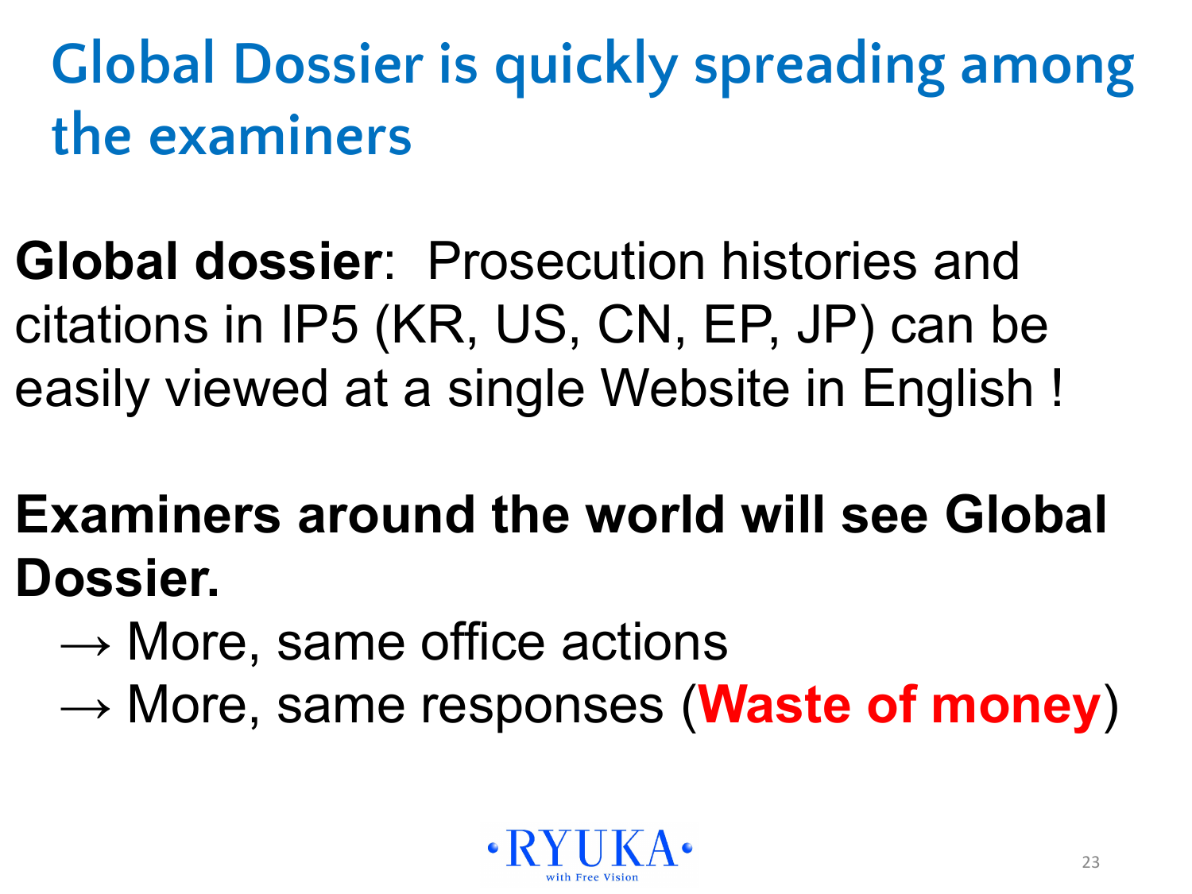# Global Dossier is quickly spreading among the examiners

**Global dossier**: Prosecution histories and citations in IP5 (KR, US, CN, EP, JP) can be easily viewed at a single Website in English !

**Examiners around the world will see Global Dossier.**

→ More, same office actions

→ More, same responses (**Waste of money**)

RYUKA with Free Vision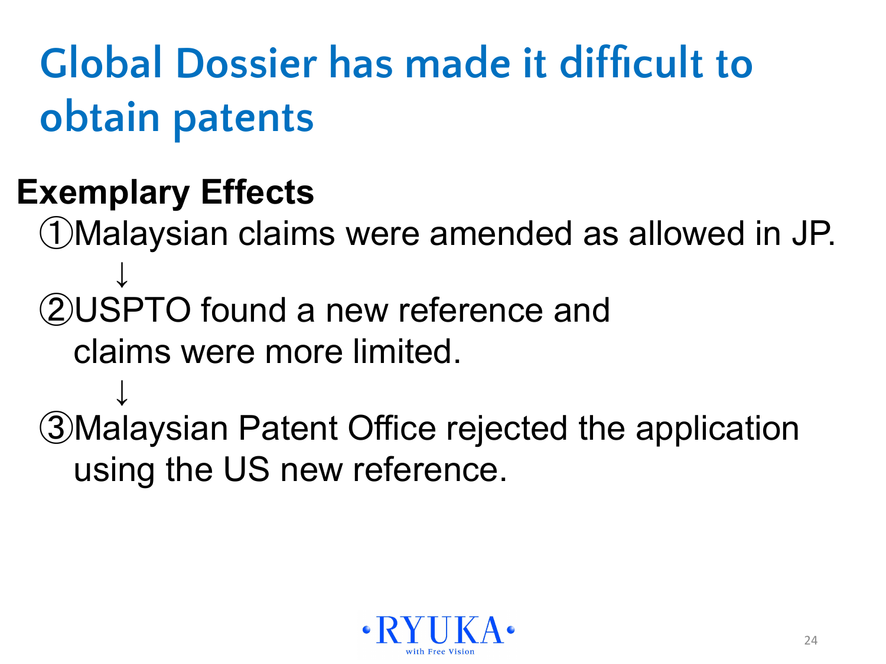# Global Dossier has made it difficult to obtain patents

**Exemplary Effects**

①Malaysian claims were amended as allowed in JP.

↓

②USPTO found a new reference and claims were more limited.

↓

③Malaysian Patent Office rejected the application using the US new reference.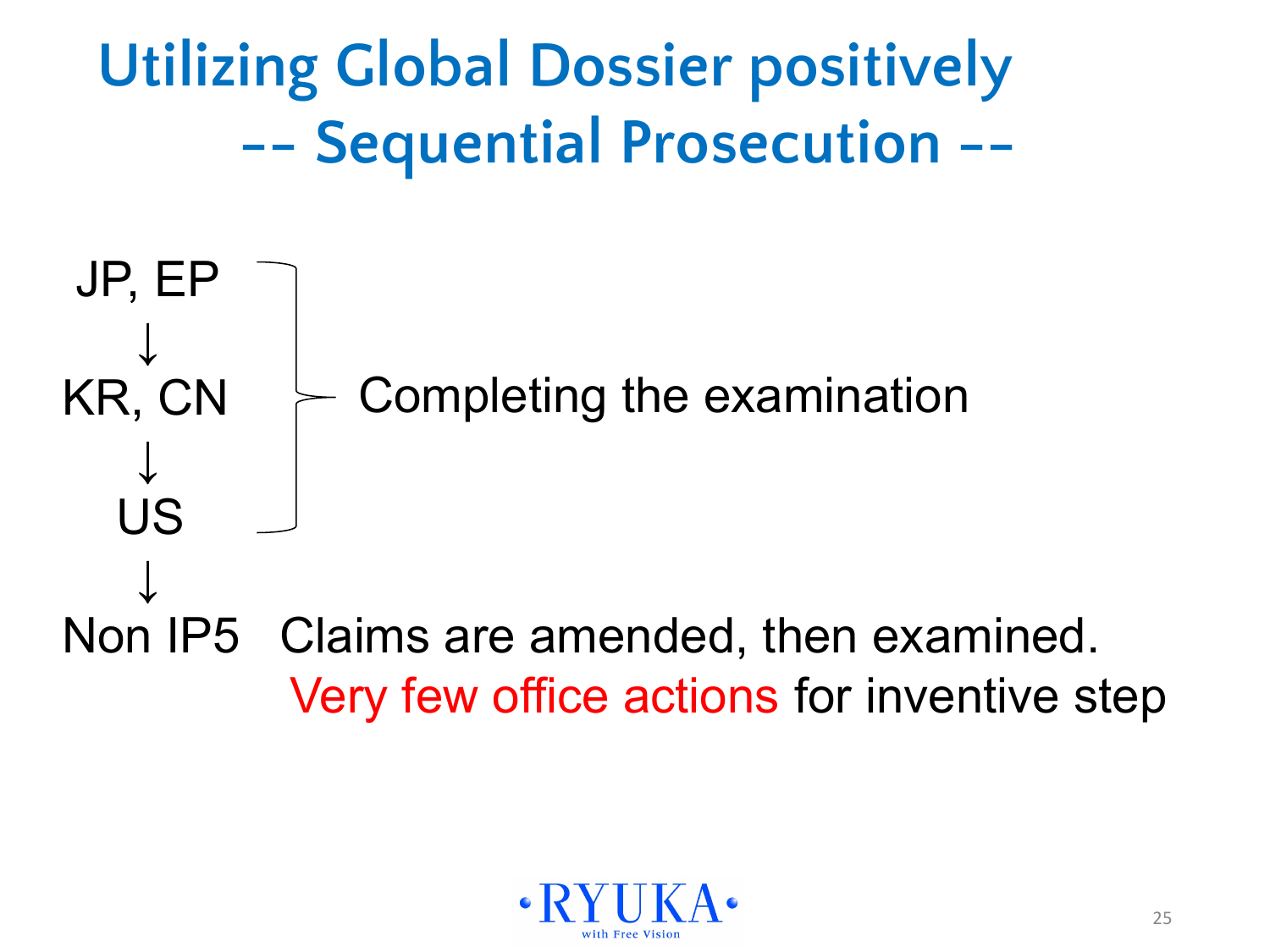# Utilizing Global Dossier positively
## -- Sequential Prosecution --

JP, EP
↓
KR, CN
↓
US

(JP, EP → KR, CN → US): Completing the examination

↓

Non IP5 Claims are amended, then examined.
Very few office actions for inventive step

RYUKA
with Free Vision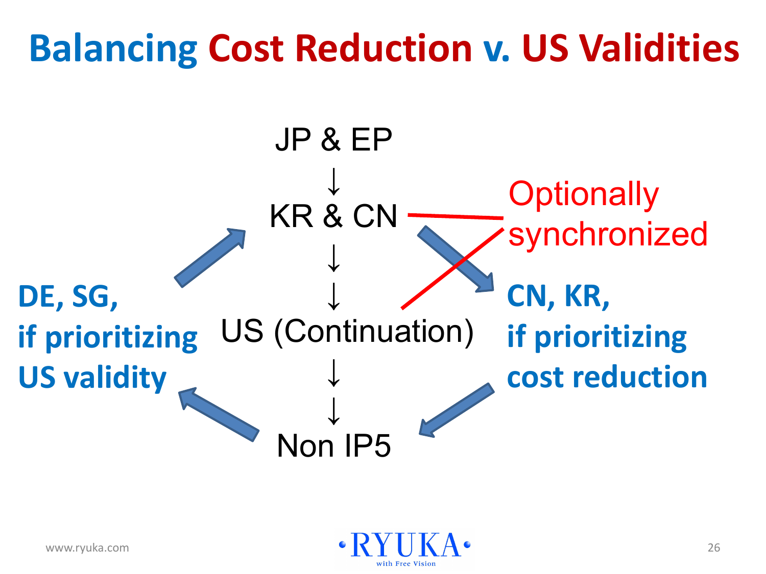# Balancing Cost Reduction v. US Validities

JP & EP

↓

KR & CN — Optionally synchronized

↓

↓

US (Continuation)

↓

↓

Non IP5

**DE, SG, if prioritizing US validity**

**CN, KR, if prioritizing cost reduction**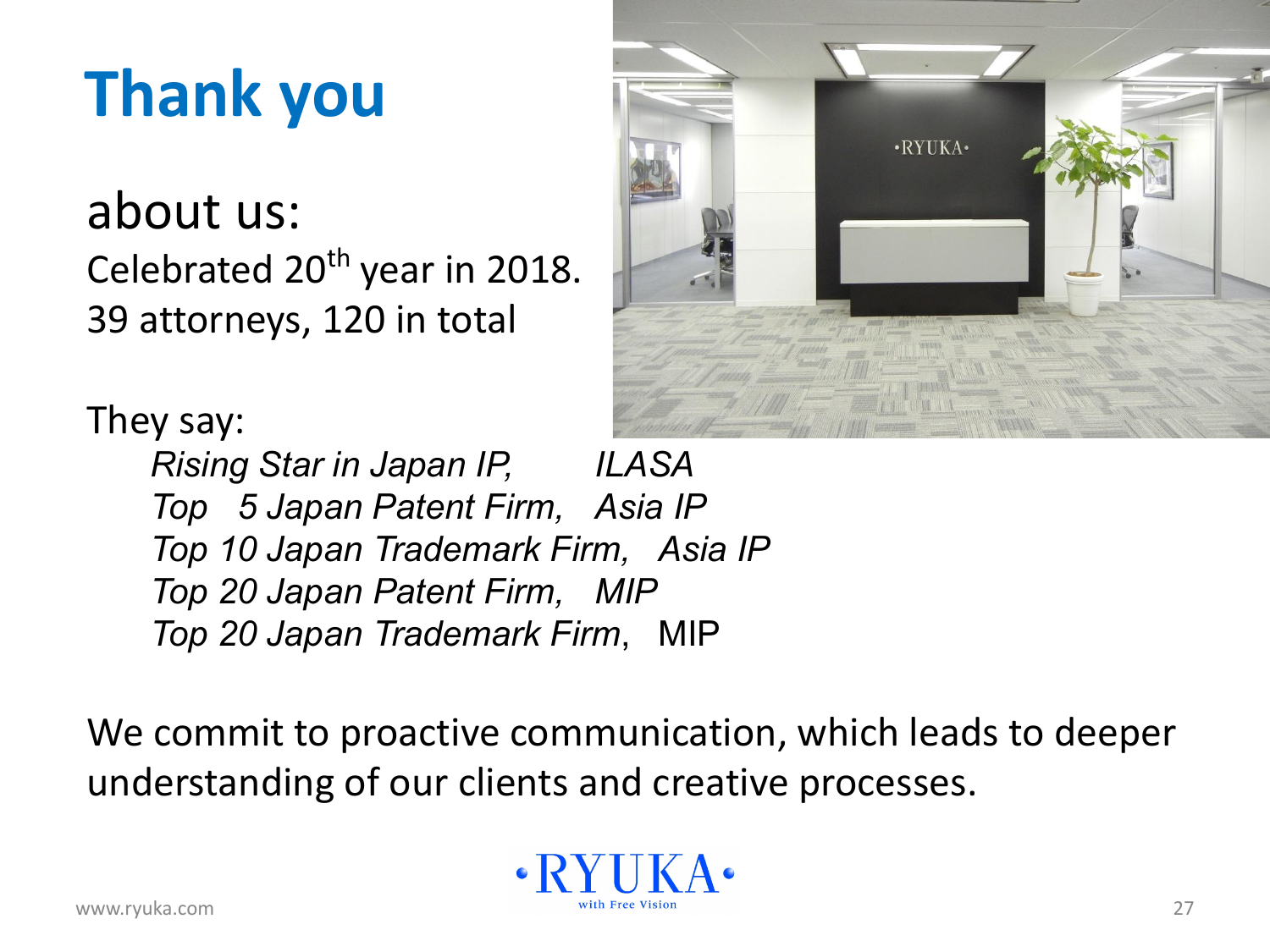# Thank you

## about us:

Celebrated 20$^{th}$ year in 2018.
39 attorneys, 120 in total

They say:

*Rising Star in Japan IP,* *ILASA*
*Top 5 Japan Patent Firm,* *Asia IP*
*Top 10 Japan Trademark Firm,* *Asia IP*
*Top 20 Japan Patent Firm,* *MIP*
*Top 20 Japan Trademark Firm*, MIP

We commit to proactive communication, which leads to deeper understanding of our clients and creative processes.

•RYUKA•
with Free Vision

www.ryuka.com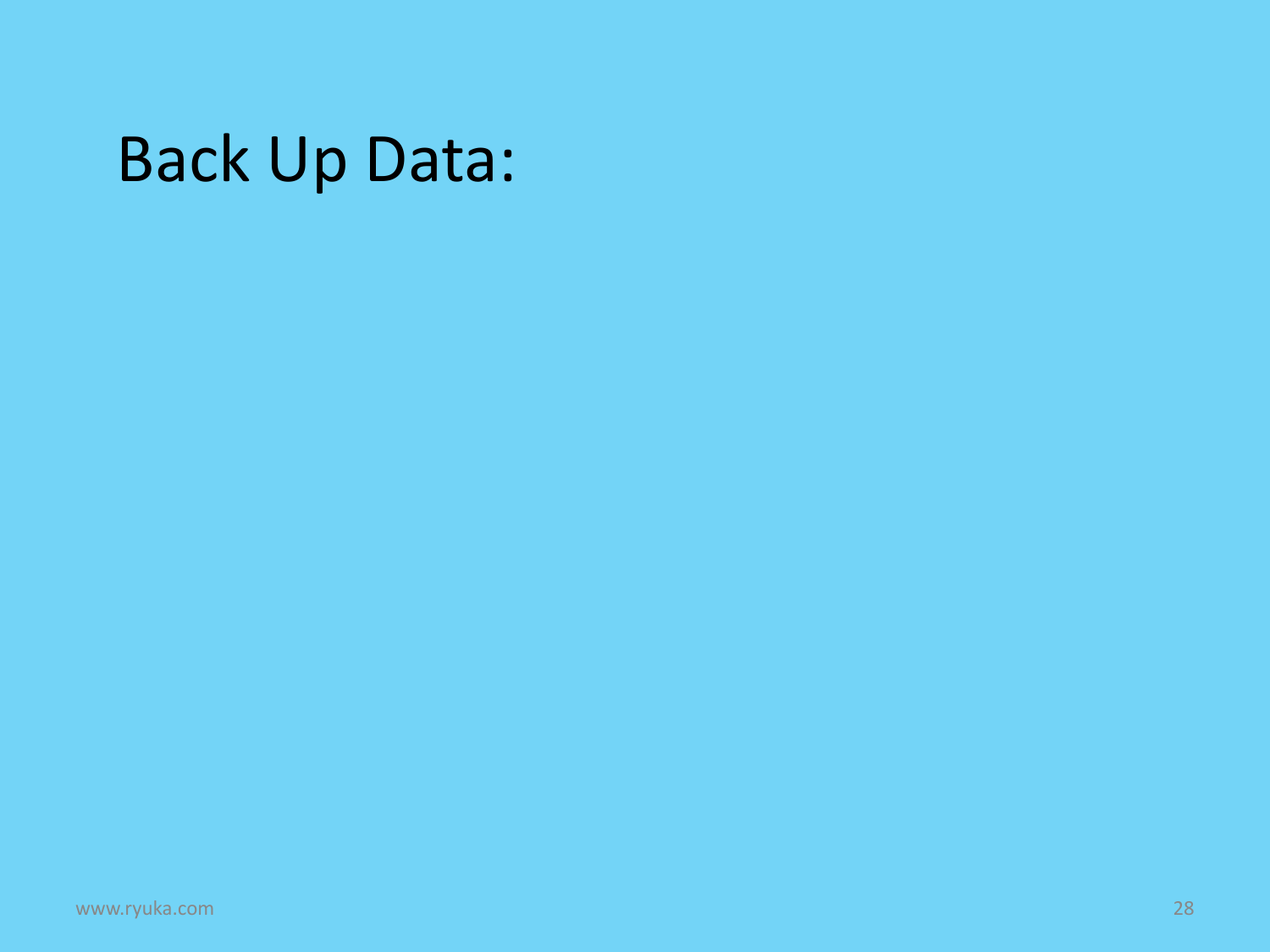# Back Up Data: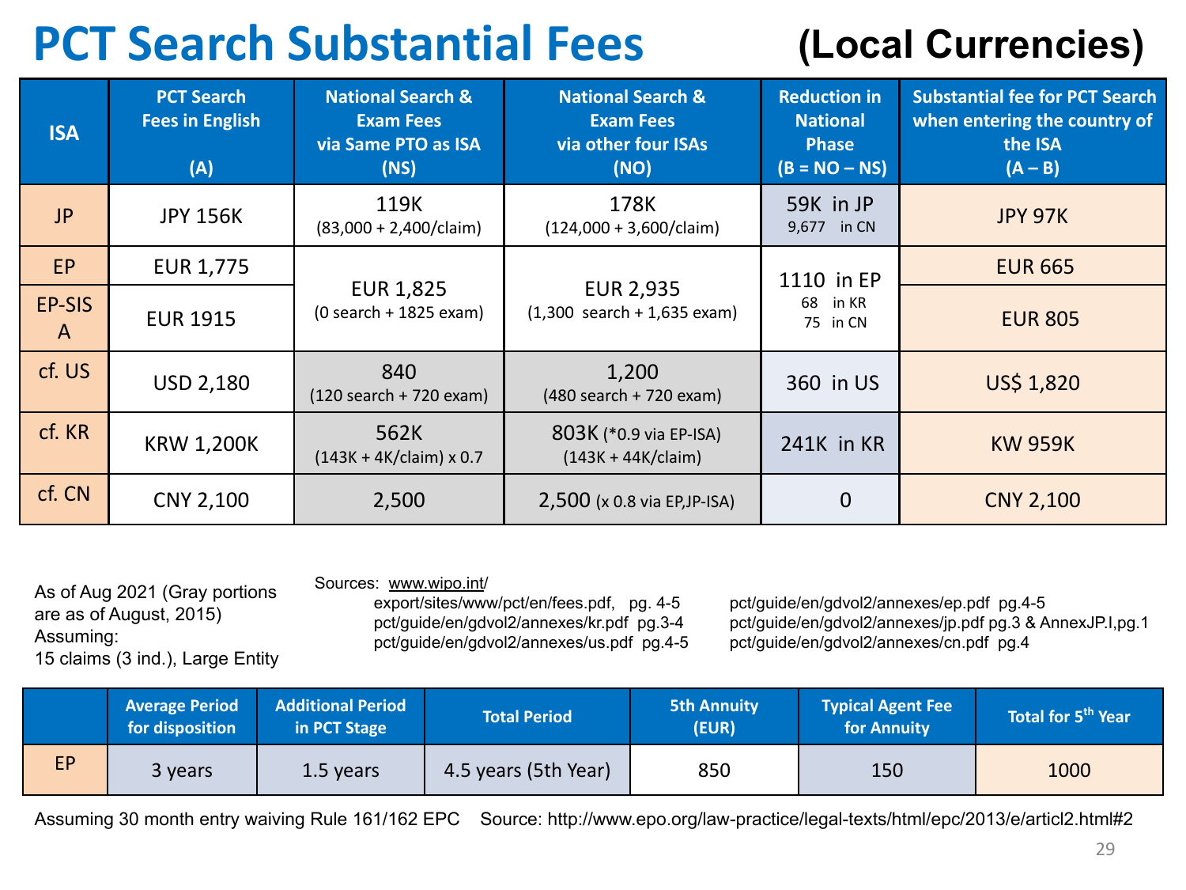# PCT Search Substantial Fees (Local Currencies)

| ISA | PCT Search Fees in English (A) | National Search & Exam Fees via Same PTO as ISA (NS) | National Search & Exam Fees via other four ISAs (NO) | Reduction in National Phase (B = NO – NS) | Substantial fee for PCT Search when entering the country of the ISA (A – B) |
|---|---|---|---|---|---|
| JP | JPY 156K | 119K (83,000 + 2,400/claim) | 178K (124,000 + 3,600/claim) | 59K in JP<br>9,677 in CN | JPY 97K |
| EP | EUR 1,775 | EUR 1,825 (0 search + 1825 exam) | EUR 2,935 (1,300 search + 1,635 exam) | 1110 in EP<br>68 in KR<br>75 in CN | EUR 665 |
| EP-SISA | EUR 1915 | | | | EUR 805 |
| cf. US | USD 2,180 | 840 (120 search + 720 exam) | 1,200 (480 search + 720 exam) | 360 in US | US$ 1,820 |
| cf. KR | KRW 1,200K | 562K (143K + 4K/claim) x 0.7 | 803K (*0.9 via EP-ISA) (143K + 44K/claim) | 241K in KR | KW 959K |
| cf. CN | CNY 2,100 | 2,500 | 2,500 (x 0.8 via EP,JP-ISA) | 0 | CNY 2,100 |

As of Aug 2021 (Gray portions are as of August, 2015)
Assuming:
15 claims (3 ind.), Large Entity

Sources: www.wipo.int/
- export/sites/www/pct/en/fees.pdf, pg. 4-5
- pct/guide/en/gdvol2/annexes/kr.pdf pg.3-4
- pct/guide/en/gdvol2/annexes/us.pdf pg.4-5
- pct/guide/en/gdvol2/annexes/ep.pdf pg.4-5
- pct/guide/en/gdvol2/annexes/jp.pdf pg.3 & AnnexJP.I,pg.1
- pct/guide/en/gdvol2/annexes/cn.pdf pg.4

| | Average Period for disposition | Additional Period in PCT Stage | Total Period | 5th Annuity (EUR) | Typical Agent Fee for Annuity | Total for 5th Year |
|---|---|---|---|---|---|---|
| EP | 3 years | 1.5 years | 4.5 years (5th Year) | 850 | 150 | 1000 |

Assuming 30 month entry waiving Rule 161/162 EPC Source: http://www.epo.org/law-practice/legal-texts/html/epc/2013/e/articl2.html#2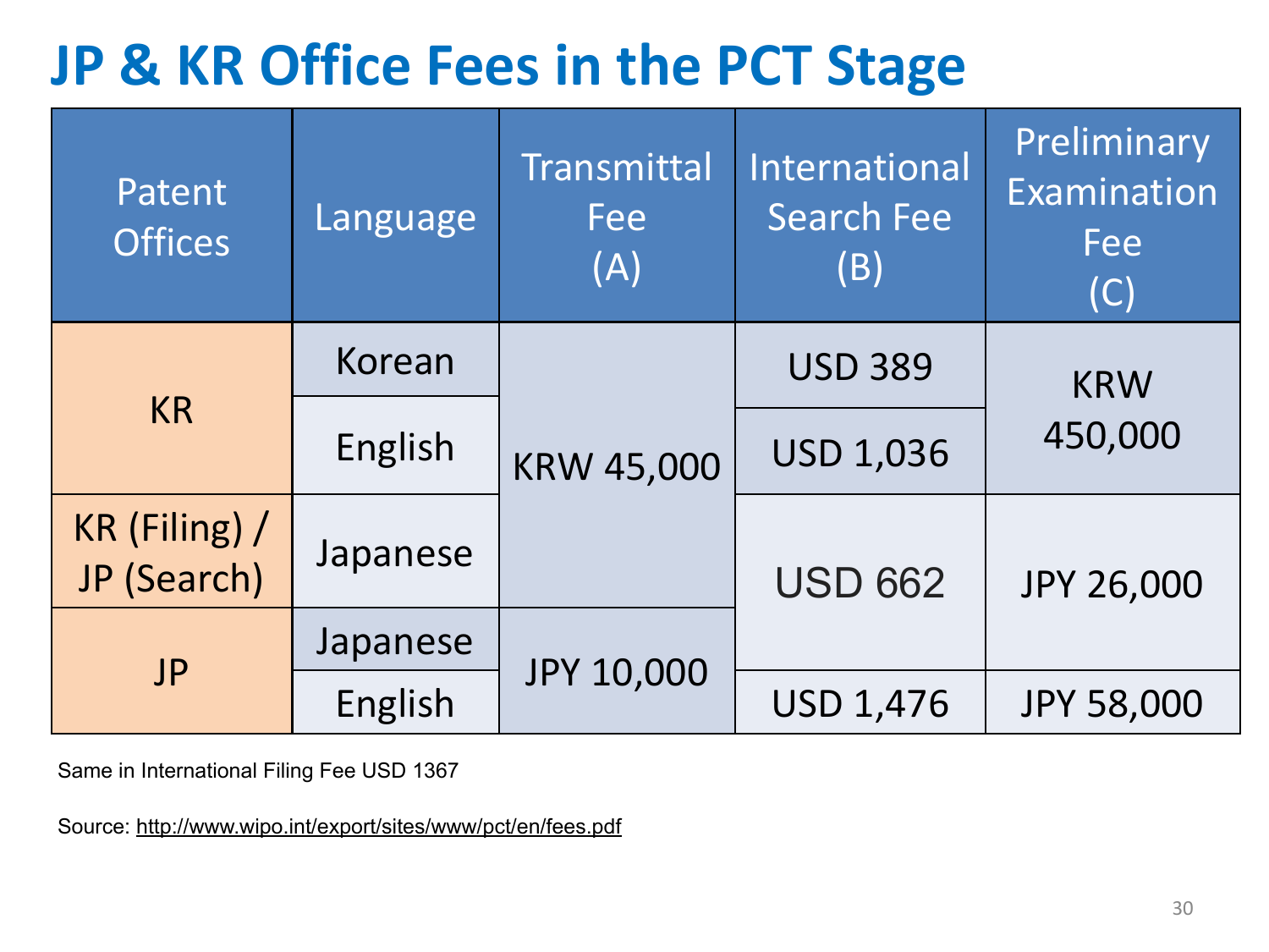# JP & KR Office Fees in the PCT Stage

| Patent Offices | Language | Transmittal Fee (A) | International Search Fee (B) | Preliminary Examination Fee (C) |
|---|---|---|---|---|
| KR | Korean | KRW 45,000 | USD 389 | KRW 450,000 |
| | English | | USD 1,036 | |
| KR (Filing) / JP (Search) | Japanese | | USD 662 | JPY 26,000 |
| JP | Japanese | JPY 10,000 | | |
| | English | | USD 1,476 | JPY 58,000 |

Same in International Filing Fee USD 1367

Source: http://www.wipo.int/export/sites/www/pct/en/fees.pdf